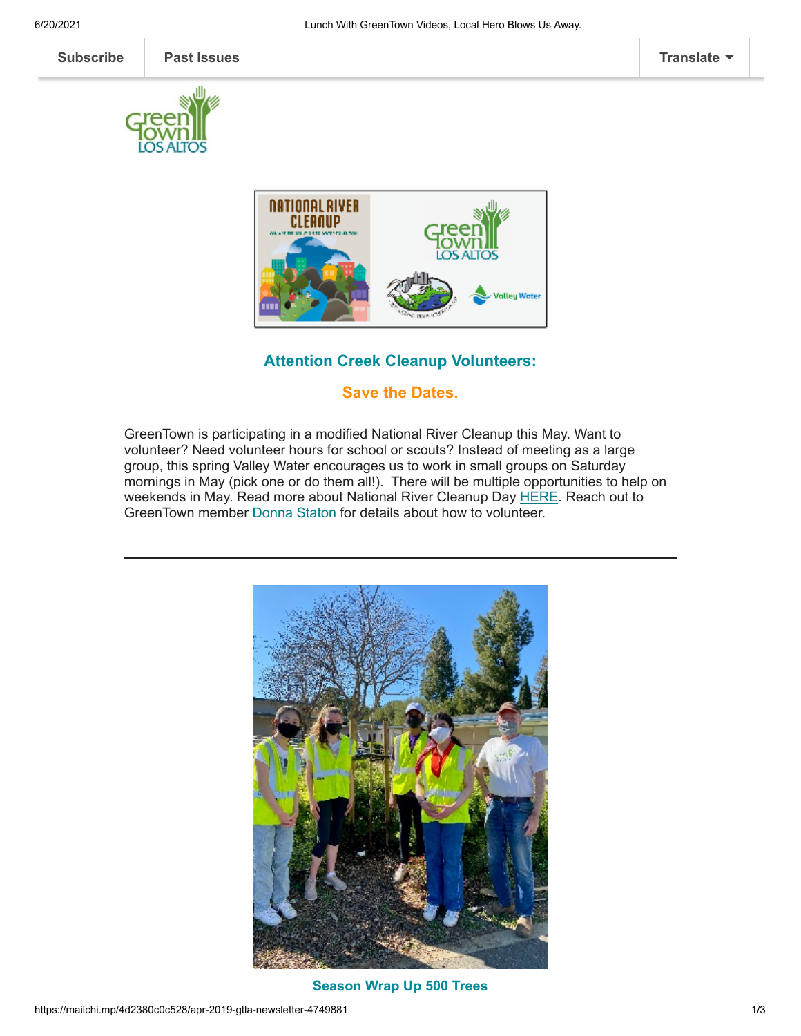Subscribe | Past Issues | Translate

## Attention Creek Cleanup Volunteers:

## Save the Dates.

GreenTown is participating in a modified National River Cleanup this May. Want to volunteer? Need volunteer hours for school or scouts? Instead of meeting as a large group, this spring Valley Water encourages us to work in small groups on Saturday mornings in May (pick one or do them all!). There will be multiple opportunities to help on weekends in May. Read more about National River Cleanup Day HERE. Reach out to GreenTown member Donna Staton for details about how to volunteer.

---

## Season Wrap Up 500 Trees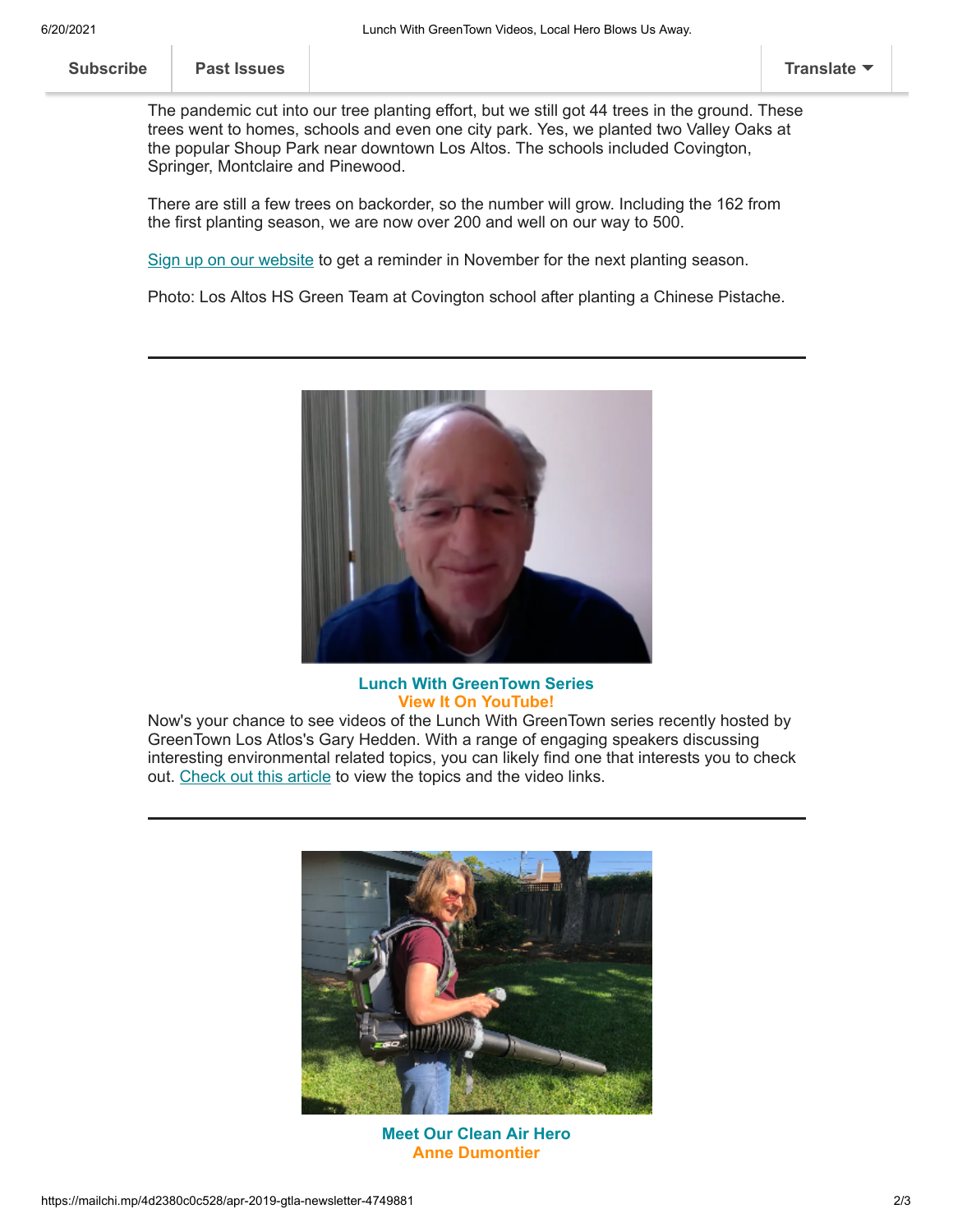The pandemic cut into our tree planting effort, but we still got 44 trees in the ground. These trees went to homes, schools and even one city park. Yes, we planted two Valley Oaks at the popular Shoup Park near downtown Los Altos. The schools included Covington, Springer, Montclaire and Pinewood.

There are still a few trees on backorder, so the number will grow. Including the 162 from the first planting season, we are now over 200 and well on our way to 500.

Sign up on our website to get a reminder in November for the next planting season.

Photo: Los Altos HS Green Team at Covington school after planting a Chinese Pistache.

---

**Lunch With GreenTown Series**
**View It On YouTube!**

Now's your chance to see videos of the Lunch With GreenTown series recently hosted by GreenTown Los Atlos's Gary Hedden. With a range of engaging speakers discussing interesting environmental related topics, you can likely find one that interests you to check out. Check out this article to view the topics and the video links.

---

**Meet Our Clean Air Hero**
**Anne Dumontier**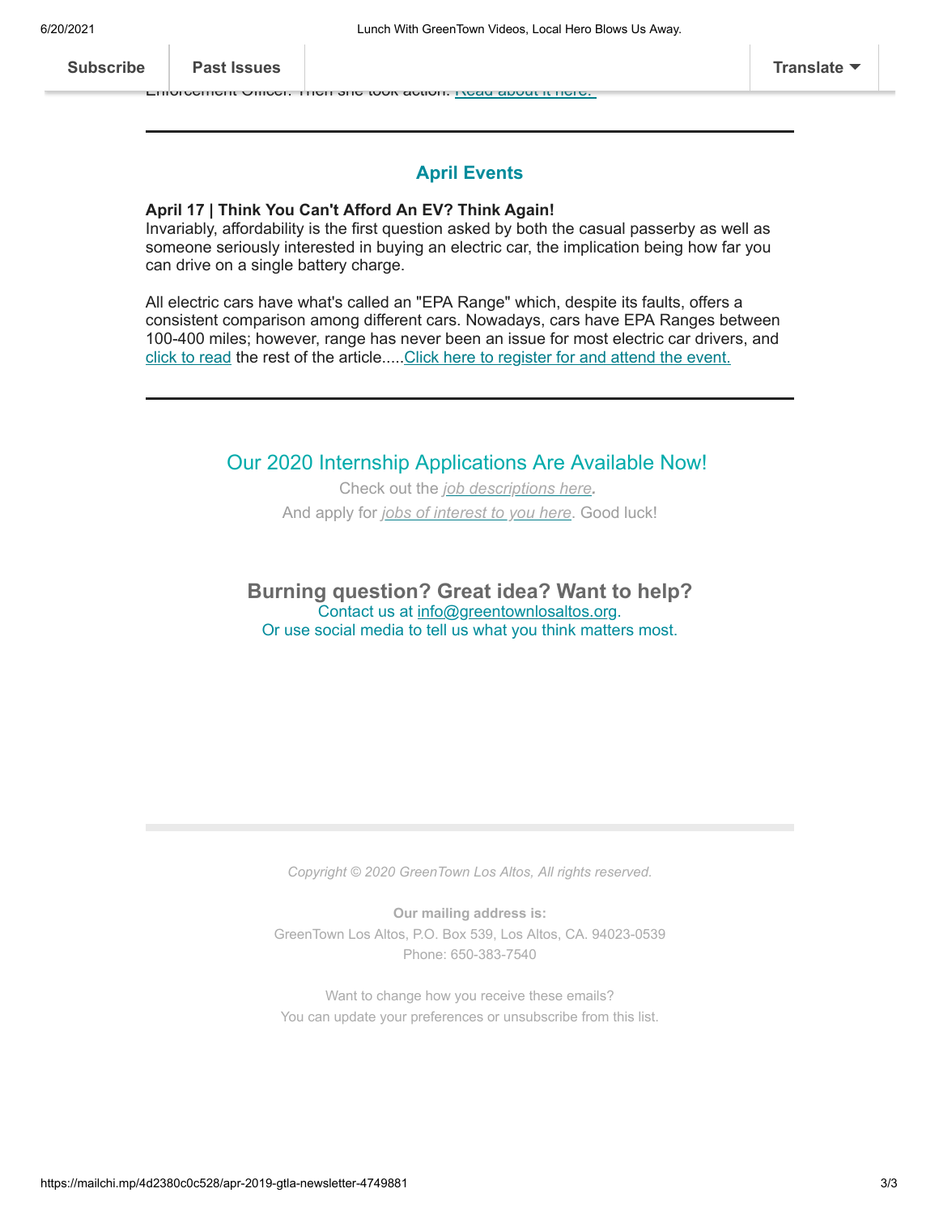Enforcement Officer. Then she took action. Read about it here.

---

## April Events

**April 17 | Think You Can't Afford An EV? Think Again!**
Invariably, affordability is the first question asked by both the casual passerby as well as someone seriously interested in buying an electric car, the implication being how far you can drive on a single battery charge.

All electric cars have what's called an "EPA Range" which, despite its faults, offers a consistent comparison among different cars. Nowadays, cars have EPA Ranges between 100-400 miles; however, range has never been an issue for most electric car drivers, and click to read the rest of the article.....Click here to register for and attend the event.

---

## Our 2020 Internship Applications Are Available Now!

Check out the *job descriptions here*.

And apply for *jobs of interest to you here*. Good luck!

### Burning question? Great idea? Want to help?

Contact us at info@greentownlosaltos.org.
Or use social media to tell us what you think matters most.

---

*Copyright © 2020 GreenTown Los Altos, All rights reserved.*

**Our mailing address is:**
GreenTown Los Altos, P.O. Box 539, Los Altos, CA. 94023-0539
Phone: 650-383-7540

Want to change how you receive these emails?
You can update your preferences or unsubscribe from this list.